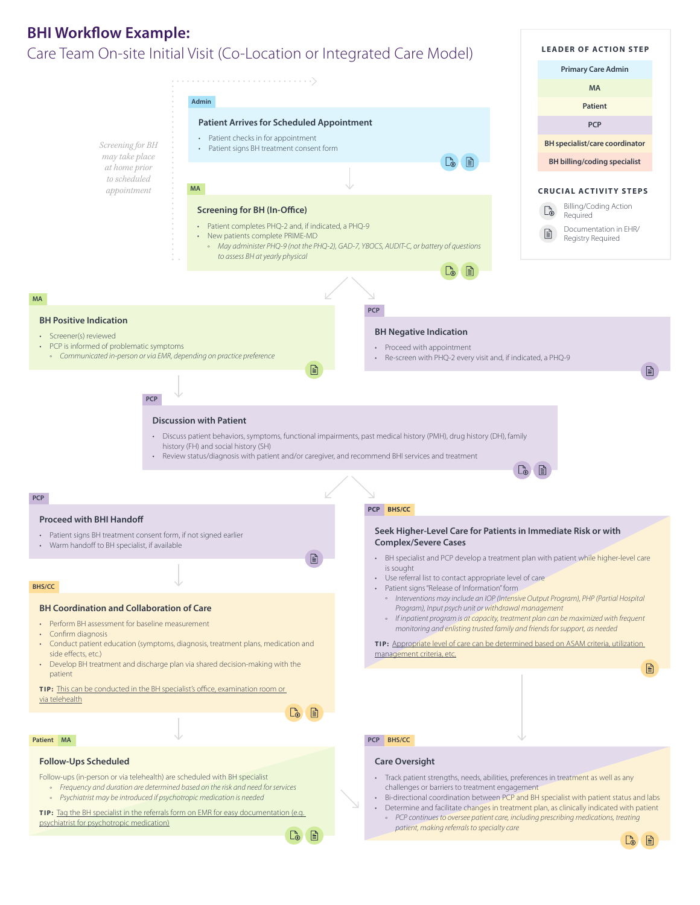# BHI Workflow Example:

## Care Team On-site Initial Visit (Co-Location or Integrated Care Model)

**LEADER OF ACTION STEP**

- Primary Care Admin
- MA
- Patient
- PCP
- BH specialist/care coordinator
- BH billing/coding specialist

**CRUCIAL ACTIVITY STEPS**

- Billing/Coding Action Required
- Documentation in EHR/ Registry Required

*Screening for BH may take place at home prior to scheduled appointment*

---

Admin

### Patient Arrives for Scheduled Appointment

- Patient checks in for appointment
- Patient signs BH treatment consent form

---

MA

### Screening for BH (In-Office)

- Patient completes PHQ-2 and, if indicated, a PHQ-9
- New patients complete PRIME-MD
  - *May administer PHQ-9 (not the PHQ-2), GAD-7, YBOCS, AUDIT-C, or battery of questions to assess BH at yearly physical*

---

MA

### BH Positive Indication

- Screener(s) reviewed
- PCP is informed of problematic symptoms
  - *Communicated in-person or via EMR, depending on practice preference*

---

PCP

### BH Negative Indication

- Proceed with appointment
- Re-screen with PHQ-2 every visit and, if indicated, a PHQ-9

---

PCP

### Discussion with Patient

- Discuss patient behaviors, symptoms, functional impairments, past medical history (PMH), drug history (DH), family history (FH) and social history (SH)
- Review status/diagnosis with patient and/or caregiver, and recommend BHI services and treatment

---

PCP

### Proceed with BHI Handoff

- Patient signs BH treatment consent form, if not signed earlier
- Warm handoff to BH specialist, if available

---

PCP BHS/CC

### Seek Higher-Level Care for Patients in Immediate Risk or with Complex/Severe Cases

- BH specialist and PCP develop a treatment plan with patient while higher-level care is sought
- Use referral list to contact appropriate level of care
- Patient signs "Release of Information" form
  - *Interventions may include an IOP (Intensive Output Program), PHP (Partial Hospital Program), Input psych unit or withdrawal management*
  - *If inpatient program is at capacity, treatment plan can be maximized with frequent monitoring and enlisting trusted family and friends for support, as needed*

**TIP:** Appropriate level of care can be determined based on ASAM criteria, utilization management criteria, etc.

---

BHS/CC

### BH Coordination and Collaboration of Care

- Perform BH assessment for baseline measurement
- Confirm diagnosis
- Conduct patient education (symptoms, diagnosis, treatment plans, medication and side effects, etc.)
- Develop BH treatment and discharge plan via shared decision-making with the patient

**TIP:** This can be conducted in the BH specialist's office, examination room or via telehealth

---

Patient MA

### Follow-Ups Scheduled

Follow-ups (in-person or via telehealth) are scheduled with BH specialist

- *Frequency and duration are determined based on the risk and need for services*
- *Psychiatrist may be introduced if psychotropic medication is needed*

**TIP:** Tag the BH specialist in the referrals form on EMR for easy documentation (e.g. psychiatrist for psychotropic medication)

---

PCP BHS/CC

### Care Oversight

- Track patient strengths, needs, abilities, preferences in treatment as well as any challenges or barriers to treatment engagement
- Bi-directional coordination between PCP and BH specialist with patient status and labs
- Determine and facilitate changes in treatment plan, as clinically indicated with patient
  - *PCP continues to oversee patient care, including prescribing medications, treating patient, making referrals to specialty care*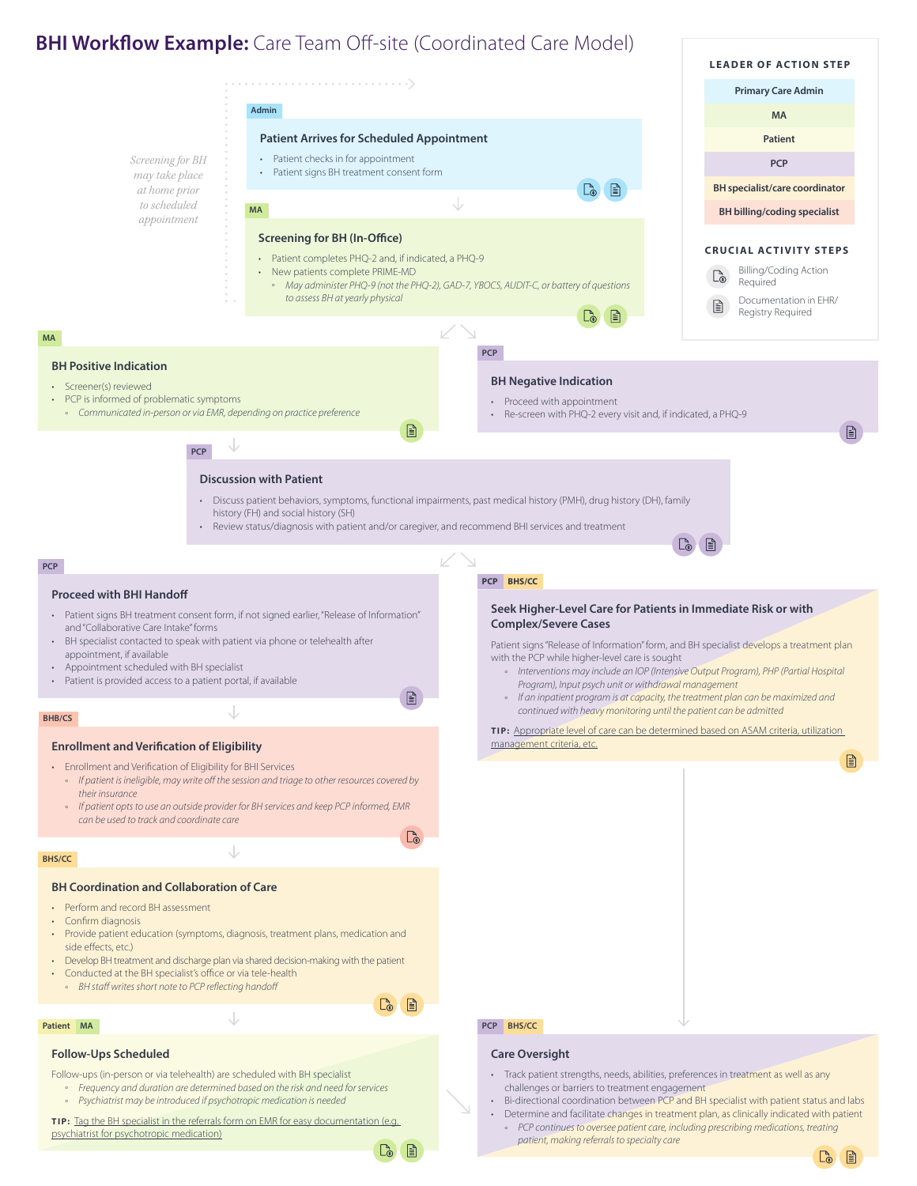# BHI Workflow Example: Care Team Off-site (Coordinated Care Model)

**LEADER OF ACTION STEP**

- Primary Care Admin
- MA
- Patient
- PCP
- BH specialist/care coordinator
- BH billing/coding specialist

**CRUCIAL ACTIVITY STEPS**

- Billing/Coding Action Required
- Documentation in EHR/ Registry Required

*Screening for BH may take place at home prior to scheduled appointment*

Admin

### Patient Arrives for Scheduled Appointment

- Patient checks in for appointment
- Patient signs BH treatment consent form

MA

### Screening for BH (In-Office)

- Patient completes PHQ-2 and, if indicated, a PHQ-9
- New patients complete PRIME-MD
  - *May administer PHQ-9 (not the PHQ-2), GAD-7, YBOCS, AUDIT-C, or battery of questions to assess BH at yearly physical*

MA

### BH Positive Indication

- Screener(s) reviewed
- PCP is informed of problematic symptoms
  - *Communicated in-person or via EMR, depending on practice preference*

PCP

### BH Negative Indication

- Proceed with appointment
- Re-screen with PHQ-2 every visit and, if indicated, a PHQ-9

PCP

### Discussion with Patient

- Discuss patient behaviors, symptoms, functional impairments, past medical history (PMH), drug history (DH), family history (FH) and social history (SH)
- Review status/diagnosis with patient and/or caregiver, and recommend BHI services and treatment

PCP

### Proceed with BHI Handoff

- Patient signs BH treatment consent form, if not signed earlier, "Release of Information" and "Collaborative Care Intake" forms
- BH specialist contacted to speak with patient via phone or telehealth after appointment, if available
- Appointment scheduled with BH specialist
- Patient is provided access to a patient portal, if available

PCP BHS/CC

### Seek Higher-Level Care for Patients in Immediate Risk or with Complex/Severe Cases

Patient signs "Release of Information" form, and BH specialist develops a treatment plan with the PCP while higher-level care is sought

- *Interventions may include an IOP (Intensive Output Program), PHP (Partial Hospital Program), Input psych unit or withdrawal management*
- *If an inpatient program is at capacity, the treatment plan can be maximized and continued with heavy monitoring until the patient can be admitted*

**TIP:** Appropriate level of care can be determined based on ASAM criteria, utilization management criteria, etc.

BHB/CS

### Enrollment and Verification of Eligibility

- Enrollment and Verification of Eligibility for BHI Services
  - *If patient is ineligible, may write off the session and triage to other resources covered by their insurance*
  - *If patient opts to use an outside provider for BH services and keep PCP informed, EMR can be used to track and coordinate care*

BHS/CC

### BH Coordination and Collaboration of Care

- Perform and record BH assessment
- Confirm diagnosis
- Provide patient education (symptoms, diagnosis, treatment plans, medication and side effects, etc.)
- Develop BH treatment and discharge plan via shared decision-making with the patient
- Conducted at the BH specialist's office or via tele-health
  - *BH staff writes short note to PCP reflecting handoff*

Patient MA

### Follow-Ups Scheduled

Follow-ups (in-person or via telehealth) are scheduled with BH specialist

- *Frequency and duration are determined based on the risk and need for services*
- *Psychiatrist may be introduced if psychotropic medication is needed*

**TIP:** Tag the BH specialist in the referrals form on EMR for easy documentation (e.g. psychiatrist for psychotropic medication)

PCP BHS/CC

### Care Oversight

- Track patient strengths, needs, abilities, preferences in treatment as well as any challenges or barriers to treatment engagement
- Bi-directional coordination between PCP and BH specialist with patient status and labs
- Determine and facilitate changes in treatment plan, as clinically indicated with patient
  - *PCP continues to oversee patient care, including prescribing medications, treating patient, making referrals to specialty care*